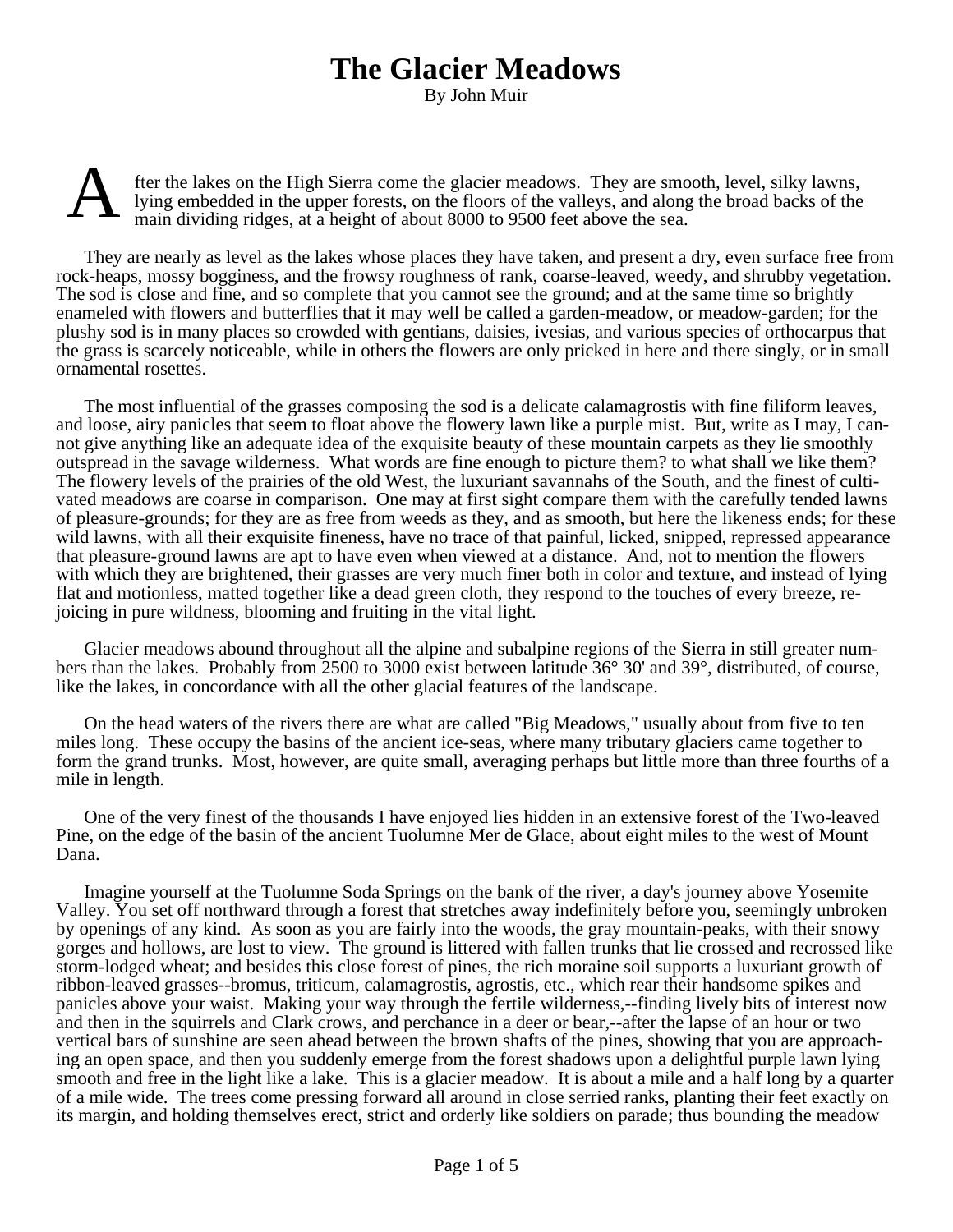# The Glacier Meadows

By John Muir

After the lakes on the High Sierra come the glacier meadows. They are smooth, level, silky lawns, lying embedded in the upper forests, on the floors of the valleys, and along the broad backs of the main dividing ridges, at a height of about 8000 to 9500 feet above the sea.

They are nearly as level as the lakes whose places they have taken, and present a dry, even surface free from rock-heaps, mossy bogginess, and the frowsy roughness of rank, coarse-leaved, weedy, and shrubby vegetation. The sod is close and fine, and so complete that you cannot see the ground; and at the same time so brightly enameled with flowers and butterflies that it may well be called a garden-meadow, or meadow-garden; for the plushy sod is in many places so crowded with gentians, daisies, ivesias, and various species of orthocarpus that the grass is scarcely noticeable, while in others the flowers are only pricked in here and there singly, or in small ornamental rosettes.

The most influential of the grasses composing the sod is a delicate calamagrostis with fine filiform leaves, and loose, airy panicles that seem to float above the flowery lawn like a purple mist. But, write as I may, I cannot give anything like an adequate idea of the exquisite beauty of these mountain carpets as they lie smoothly outspread in the savage wilderness. What words are fine enough to picture them? to what shall we like them? The flowery levels of the prairies of the old West, the luxuriant savannahs of the South, and the finest of cultivated meadows are coarse in comparison. One may at first sight compare them with the carefully tended lawns of pleasure-grounds; for they are as free from weeds as they, and as smooth, but here the likeness ends; for these wild lawns, with all their exquisite fineness, have no trace of that painful, licked, snipped, repressed appearance that pleasure-ground lawns are apt to have even when viewed at a distance. And, not to mention the flowers with which they are brightened, their grasses are very much finer both in color and texture, and instead of lying flat and motionless, matted together like a dead green cloth, they respond to the touches of every breeze, rejoicing in pure wildness, blooming and fruiting in the vital light.

Glacier meadows abound throughout all the alpine and subalpine regions of the Sierra in still greater numbers than the lakes. Probably from 2500 to 3000 exist between latitude 36° 30' and 39°, distributed, of course, like the lakes, in concordance with all the other glacial features of the landscape.

On the head waters of the rivers there are what are called "Big Meadows," usually about from five to ten miles long. These occupy the basins of the ancient ice-seas, where many tributary glaciers came together to form the grand trunks. Most, however, are quite small, averaging perhaps but little more than three fourths of a mile in length.

One of the very finest of the thousands I have enjoyed lies hidden in an extensive forest of the Two-leaved Pine, on the edge of the basin of the ancient Tuolumne Mer de Glace, about eight miles to the west of Mount Dana.

Imagine yourself at the Tuolumne Soda Springs on the bank of the river, a day's journey above Yosemite Valley. You set off northward through a forest that stretches away indefinitely before you, seemingly unbroken by openings of any kind. As soon as you are fairly into the woods, the gray mountain-peaks, with their snowy gorges and hollows, are lost to view. The ground is littered with fallen trunks that lie crossed and recrossed like storm-lodged wheat; and besides this close forest of pines, the rich moraine soil supports a luxuriant growth of ribbon-leaved grasses--bromus, triticum, calamagrostis, agrostis, etc., which rear their handsome spikes and panicles above your waist. Making your way through the fertile wilderness,--finding lively bits of interest now and then in the squirrels and Clark crows, and perchance in a deer or bear,--after the lapse of an hour or two vertical bars of sunshine are seen ahead between the brown shafts of the pines, showing that you are approaching an open space, and then you suddenly emerge from the forest shadows upon a delightful purple lawn lying smooth and free in the light like a lake. This is a glacier meadow. It is about a mile and a half long by a quarter of a mile wide. The trees come pressing forward all around in close serried ranks, planting their feet exactly on its margin, and holding themselves erect, strict and orderly like soldiers on parade; thus bounding the meadow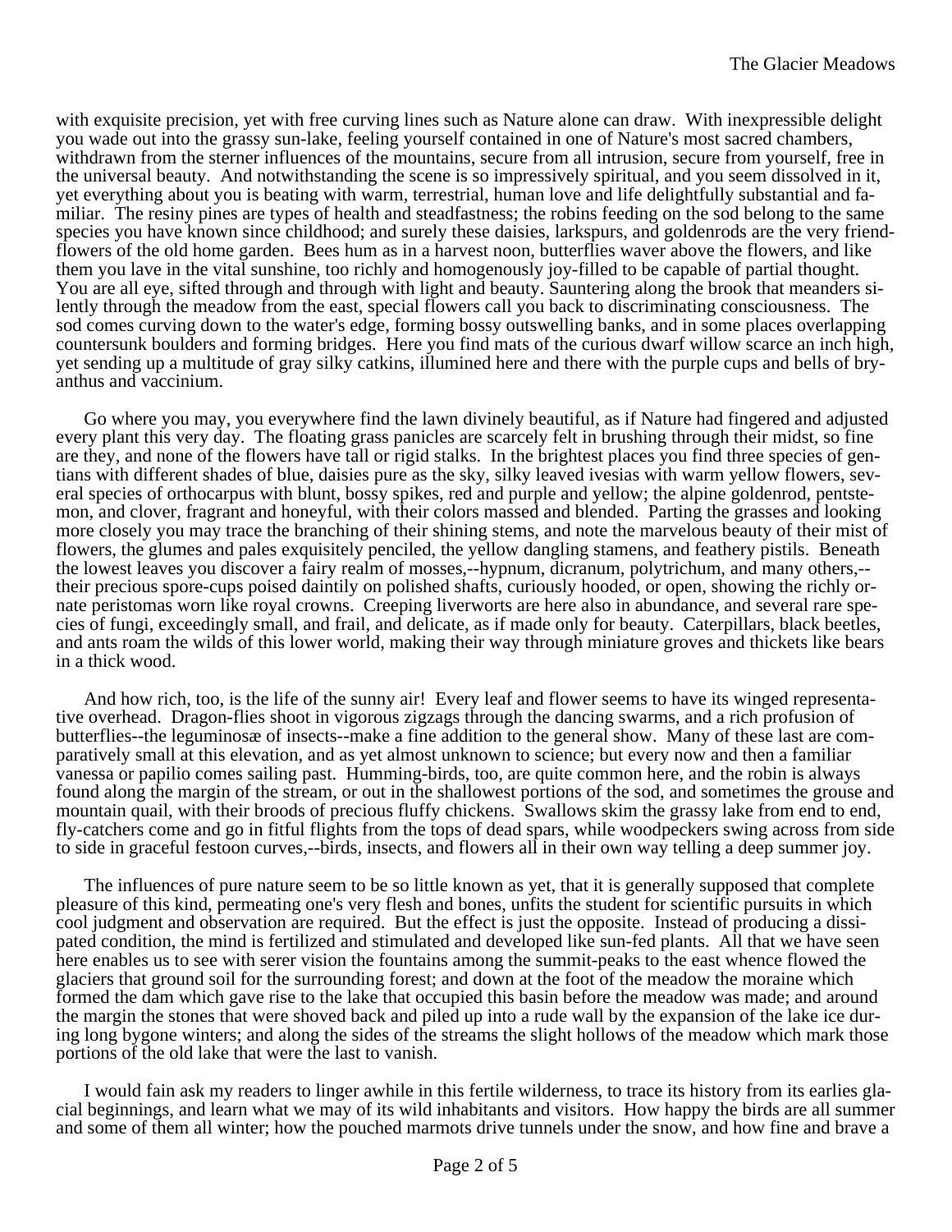with exquisite precision, yet with free curving lines such as Nature alone can draw. With inexpressible delight you wade out into the grassy sun-lake, feeling yourself contained in one of Nature's most sacred chambers, withdrawn from the sterner influences of the mountains, secure from all intrusion, secure from yourself, free in the universal beauty. And notwithstanding the scene is so impressively spiritual, and you seem dissolved in it, yet everything about you is beating with warm, terrestrial, human love and life delightfully substantial and familiar. The resiny pines are types of health and steadfastness; the robins feeding on the sod belong to the same species you have known since childhood; and surely these daisies, larkspurs, and goldenrods are the very friend-flowers of the old home garden. Bees hum as in a harvest noon, butterflies waver above the flowers, and like them you lave in the vital sunshine, too richly and homogenously joy-filled to be capable of partial thought. You are all eye, sifted through and through with light and beauty. Sauntering along the brook that meanders silently through the meadow from the east, special flowers call you back to discriminating consciousness. The sod comes curving down to the water's edge, forming bossy outswelling banks, and in some places overlapping countersunk boulders and forming bridges. Here you find mats of the curious dwarf willow scarce an inch high, yet sending up a multitude of gray silky catkins, illumined here and there with the purple cups and bells of bryanthus and vaccinium.

Go where you may, you everywhere find the lawn divinely beautiful, as if Nature had fingered and adjusted every plant this very day. The floating grass panicles are scarcely felt in brushing through their midst, so fine are they, and none of the flowers have tall or rigid stalks. In the brightest places you find three species of gentians with different shades of blue, daisies pure as the sky, silky leaved ivesias with warm yellow flowers, several species of orthocarpus with blunt, bossy spikes, red and purple and yellow; the alpine goldenrod, pentstemon, and clover, fragrant and honeyful, with their colors massed and blended. Parting the grasses and looking more closely you may trace the branching of their shining stems, and note the marvelous beauty of their mist of flowers, the glumes and pales exquisitely penciled, the yellow dangling stamens, and feathery pistils. Beneath the lowest leaves you discover a fairy realm of mosses,--hypnum, dicranum, polytrichum, and many others,--their precious spore-cups poised daintily on polished shafts, curiously hooded, or open, showing the richly ornate peristomas worn like royal crowns. Creeping liverworts are here also in abundance, and several rare species of fungi, exceedingly small, and frail, and delicate, as if made only for beauty. Caterpillars, black beetles, and ants roam the wilds of this lower world, making their way through miniature groves and thickets like bears in a thick wood.

And how rich, too, is the life of the sunny air! Every leaf and flower seems to have its winged representative overhead. Dragon-flies shoot in vigorous zigzags through the dancing swarms, and a rich profusion of butterflies--the leguminosæ of insects--make a fine addition to the general show. Many of these last are comparatively small at this elevation, and as yet almost unknown to science; but every now and then a familiar vanessa or papilio comes sailing past. Humming-birds, too, are quite common here, and the robin is always found along the margin of the stream, or out in the shallowest portions of the sod, and sometimes the grouse and mountain quail, with their broods of precious fluffy chickens. Swallows skim the grassy lake from end to end, fly-catchers come and go in fitful flights from the tops of dead spars, while woodpeckers swing across from side to side in graceful festoon curves,--birds, insects, and flowers all in their own way telling a deep summer joy.

The influences of pure nature seem to be so little known as yet, that it is generally supposed that complete pleasure of this kind, permeating one's very flesh and bones, unfits the student for scientific pursuits in which cool judgment and observation are required. But the effect is just the opposite. Instead of producing a dissipated condition, the mind is fertilized and stimulated and developed like sun-fed plants. All that we have seen here enables us to see with serer vision the fountains among the summit-peaks to the east whence flowed the glaciers that ground soil for the surrounding forest; and down at the foot of the meadow the moraine which formed the dam which gave rise to the lake that occupied this basin before the meadow was made; and around the margin the stones that were shoved back and piled up into a rude wall by the expansion of the lake ice during long bygone winters; and along the sides of the streams the slight hollows of the meadow which mark those portions of the old lake that were the last to vanish.

I would fain ask my readers to linger awhile in this fertile wilderness, to trace its history from its earlies glacial beginnings, and learn what we may of its wild inhabitants and visitors. How happy the birds are all summer and some of them all winter; how the pouched marmots drive tunnels under the snow, and how fine and brave a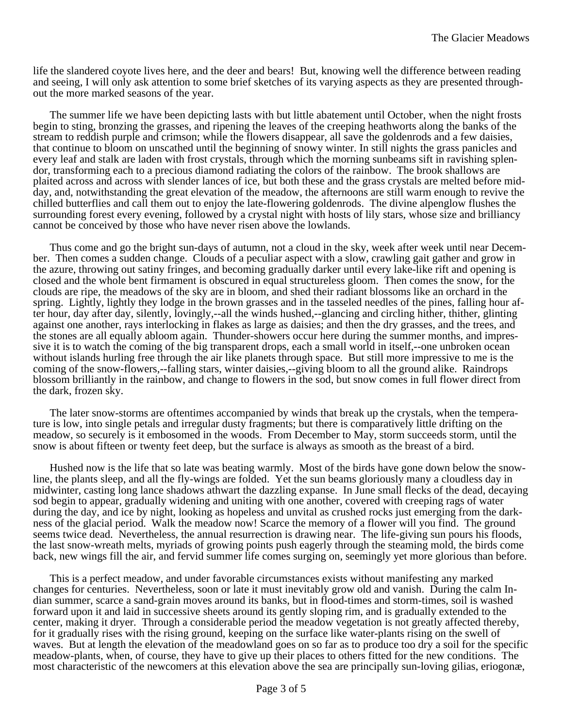life the slandered coyote lives here, and the deer and bears! But, knowing well the difference between reading and seeing, I will only ask attention to some brief sketches of its varying aspects as they are presented throughout the more marked seasons of the year.

The summer life we have been depicting lasts with but little abatement until October, when the night frosts begin to sting, bronzing the grasses, and ripening the leaves of the creeping heathworts along the banks of the stream to reddish purple and crimson; while the flowers disappear, all save the goldenrods and a few daisies, that continue to bloom on unscathed until the beginning of snowy winter. In still nights the grass panicles and every leaf and stalk are laden with frost crystals, through which the morning sunbeams sift in ravishing splendor, transforming each to a precious diamond radiating the colors of the rainbow. The brook shallows are plaited across and across with slender lances of ice, but both these and the grass crystals are melted before midday, and, notwithstanding the great elevation of the meadow, the afternoons are still warm enough to revive the chilled butterflies and call them out to enjoy the late-flowering goldenrods. The divine alpenglow flushes the surrounding forest every evening, followed by a crystal night with hosts of lily stars, whose size and brilliancy cannot be conceived by those who have never risen above the lowlands.

Thus come and go the bright sun-days of autumn, not a cloud in the sky, week after week until near December. Then comes a sudden change. Clouds of a peculiar aspect with a slow, crawling gait gather and grow in the azure, throwing out satiny fringes, and becoming gradually darker until every lake-like rift and opening is closed and the whole bent firmament is obscured in equal structureless gloom. Then comes the snow, for the clouds are ripe, the meadows of the sky are in bloom, and shed their radiant blossoms like an orchard in the spring. Lightly, lightly they lodge in the brown grasses and in the tasseled needles of the pines, falling hour after hour, day after day, silently, lovingly,--all the winds hushed,--glancing and circling hither, thither, glinting against one another, rays interlocking in flakes as large as daisies; and then the dry grasses, and the trees, and the stones are all equally abloom again. Thunder-showers occur here during the summer months, and impressive it is to watch the coming of the big transparent drops, each a small world in itself,--one unbroken ocean without islands hurling free through the air like planets through space. But still more impressive to me is the coming of the snow-flowers,--falling stars, winter daisies,--giving bloom to all the ground alike. Raindrops blossom brilliantly in the rainbow, and change to flowers in the sod, but snow comes in full flower direct from the dark, frozen sky.

The later snow-storms are oftentimes accompanied by winds that break up the crystals, when the temperature is low, into single petals and irregular dusty fragments; but there is comparatively little drifting on the meadow, so securely is it embosomed in the woods. From December to May, storm succeeds storm, until the snow is about fifteen or twenty feet deep, but the surface is always as smooth as the breast of a bird.

Hushed now is the life that so late was beating warmly. Most of the birds have gone down below the snow-line, the plants sleep, and all the fly-wings are folded. Yet the sun beams gloriously many a cloudless day in midwinter, casting long lance shadows athwart the dazzling expanse. In June small flecks of the dead, decaying sod begin to appear, gradually widening and uniting with one another, covered with creeping rags of water during the day, and ice by night, looking as hopeless and unvital as crushed rocks just emerging from the darkness of the glacial period. Walk the meadow now! Scarce the memory of a flower will you find. The ground seems twice dead. Nevertheless, the annual resurrection is drawing near. The life-giving sun pours his floods, the last snow-wreath melts, myriads of growing points push eagerly through the steaming mold, the birds come back, new wings fill the air, and fervid summer life comes surging on, seemingly yet more glorious than before.

This is a perfect meadow, and under favorable circumstances exists without manifesting any marked changes for centuries. Nevertheless, soon or late it must inevitably grow old and vanish. During the calm Indian summer, scarce a sand-grain moves around its banks, but in flood-times and storm-times, soil is washed forward upon it and laid in successive sheets around its gently sloping rim, and is gradually extended to the center, making it dryer. Through a considerable period the meadow vegetation is not greatly affected thereby, for it gradually rises with the rising ground, keeping on the surface like water-plants rising on the swell of waves. But at length the elevation of the meadowland goes on so far as to produce too dry a soil for the specific meadow-plants, when, of course, they have to give up their places to others fitted for the new conditions. The most characteristic of the newcomers at this elevation above the sea are principally sun-loving gilias, eriogonæ,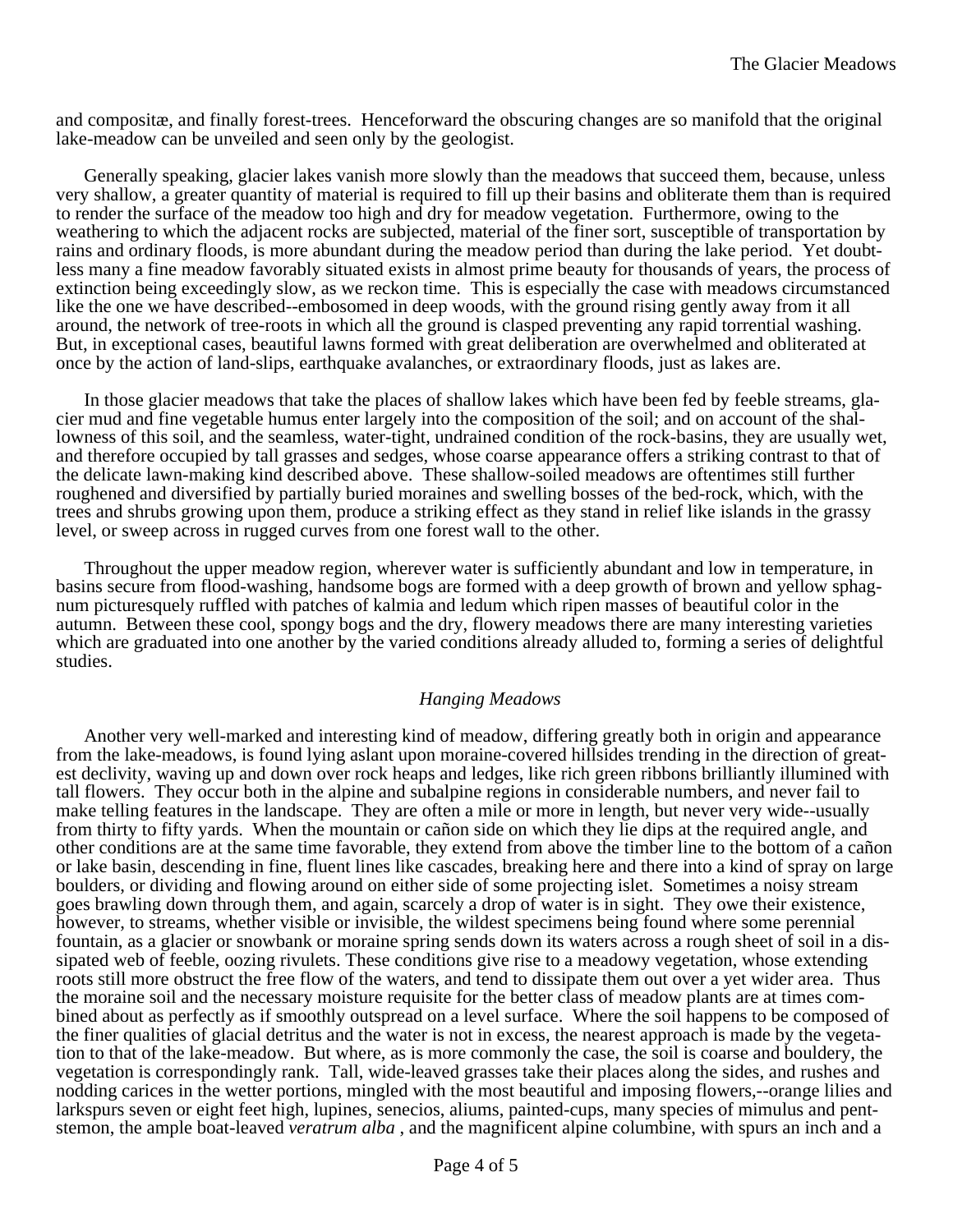and compositæ, and finally forest-trees. Henceforward the obscuring changes are so manifold that the original lake-meadow can be unveiled and seen only by the geologist.

Generally speaking, glacier lakes vanish more slowly than the meadows that succeed them, because, unless very shallow, a greater quantity of material is required to fill up their basins and obliterate them than is required to render the surface of the meadow too high and dry for meadow vegetation. Furthermore, owing to the weathering to which the adjacent rocks are subjected, material of the finer sort, susceptible of transportation by rains and ordinary floods, is more abundant during the meadow period than during the lake period. Yet doubtless many a fine meadow favorably situated exists in almost prime beauty for thousands of years, the process of extinction being exceedingly slow, as we reckon time. This is especially the case with meadows circumstanced like the one we have described--embosomed in deep woods, with the ground rising gently away from it all around, the network of tree-roots in which all the ground is clasped preventing any rapid torrential washing. But, in exceptional cases, beautiful lawns formed with great deliberation are overwhelmed and obliterated at once by the action of land-slips, earthquake avalanches, or extraordinary floods, just as lakes are.

In those glacier meadows that take the places of shallow lakes which have been fed by feeble streams, glacier mud and fine vegetable humus enter largely into the composition of the soil; and on account of the shallowness of this soil, and the seamless, water-tight, undrained condition of the rock-basins, they are usually wet, and therefore occupied by tall grasses and sedges, whose coarse appearance offers a striking contrast to that of the delicate lawn-making kind described above. These shallow-soiled meadows are oftentimes still further roughened and diversified by partially buried moraines and swelling bosses of the bed-rock, which, with the trees and shrubs growing upon them, produce a striking effect as they stand in relief like islands in the grassy level, or sweep across in rugged curves from one forest wall to the other.

Throughout the upper meadow region, wherever water is sufficiently abundant and low in temperature, in basins secure from flood-washing, handsome bogs are formed with a deep growth of brown and yellow sphagnum picturesquely ruffled with patches of kalmia and ledum which ripen masses of beautiful color in the autumn. Between these cool, spongy bogs and the dry, flowery meadows there are many interesting varieties which are graduated into one another by the varied conditions already alluded to, forming a series of delightful studies.

### *Hanging Meadows*

Another very well-marked and interesting kind of meadow, differing greatly both in origin and appearance from the lake-meadows, is found lying aslant upon moraine-covered hillsides trending in the direction of greatest declivity, waving up and down over rock heaps and ledges, like rich green ribbons brilliantly illumined with tall flowers. They occur both in the alpine and subalpine regions in considerable numbers, and never fail to make telling features in the landscape. They are often a mile or more in length, but never very wide--usually from thirty to fifty yards. When the mountain or cañon side on which they lie dips at the required angle, and other conditions are at the same time favorable, they extend from above the timber line to the bottom of a cañon or lake basin, descending in fine, fluent lines like cascades, breaking here and there into a kind of spray on large boulders, or dividing and flowing around on either side of some projecting islet. Sometimes a noisy stream goes brawling down through them, and again, scarcely a drop of water is in sight. They owe their existence, however, to streams, whether visible or invisible, the wildest specimens being found where some perennial fountain, as a glacier or snowbank or moraine spring sends down its waters across a rough sheet of soil in a dissipated web of feeble, oozing rivulets. These conditions give rise to a meadowy vegetation, whose extending roots still more obstruct the free flow of the waters, and tend to dissipate them out over a yet wider area. Thus the moraine soil and the necessary moisture requisite for the better class of meadow plants are at times combined about as perfectly as if smoothly outspread on a level surface. Where the soil happens to be composed of the finer qualities of glacial detritus and the water is not in excess, the nearest approach is made by the vegetation to that of the lake-meadow. But where, as is more commonly the case, the soil is coarse and bouldery, the vegetation is correspondingly rank. Tall, wide-leaved grasses take their places along the sides, and rushes and nodding carices in the wetter portions, mingled with the most beautiful and imposing flowers,--orange lilies and larkspurs seven or eight feet high, lupines, senecios, aliums, painted-cups, many species of mimulus and pentstemon, the ample boat-leaved *veratrum alba* , and the magnificent alpine columbine, with spurs an inch and a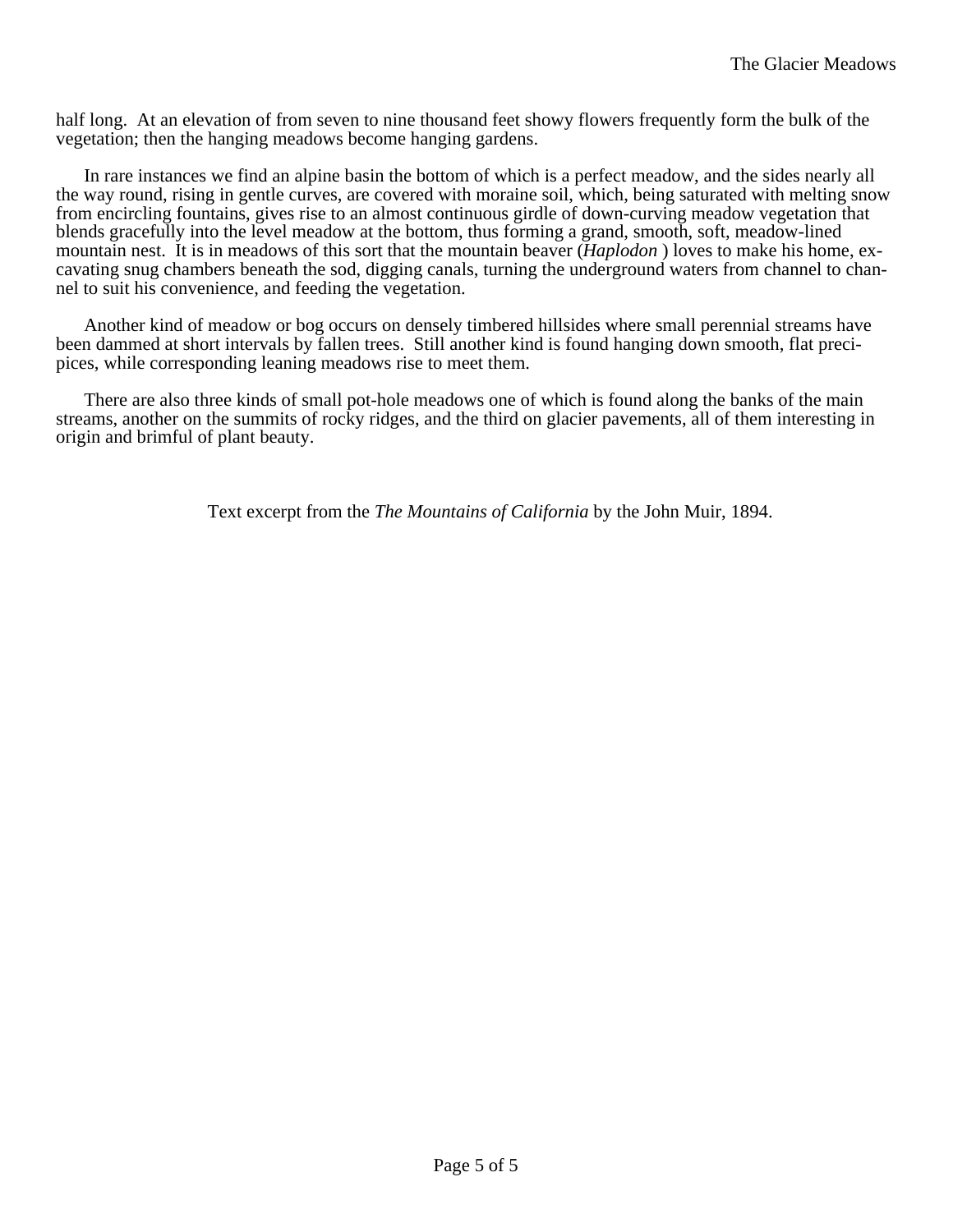half long. At an elevation of from seven to nine thousand feet showy flowers frequently form the bulk of the vegetation; then the hanging meadows become hanging gardens.

In rare instances we find an alpine basin the bottom of which is a perfect meadow, and the sides nearly all the way round, rising in gentle curves, are covered with moraine soil, which, being saturated with melting snow from encircling fountains, gives rise to an almost continuous girdle of down-curving meadow vegetation that blends gracefully into the level meadow at the bottom, thus forming a grand, smooth, soft, meadow-lined mountain nest. It is in meadows of this sort that the mountain beaver (*Haplodon* ) loves to make his home, excavating snug chambers beneath the sod, digging canals, turning the underground waters from channel to channel to suit his convenience, and feeding the vegetation.

Another kind of meadow or bog occurs on densely timbered hillsides where small perennial streams have been dammed at short intervals by fallen trees. Still another kind is found hanging down smooth, flat precipices, while corresponding leaning meadows rise to meet them.

There are also three kinds of small pot-hole meadows one of which is found along the banks of the main streams, another on the summits of rocky ridges, and the third on glacier pavements, all of them interesting in origin and brimful of plant beauty.

Text excerpt from the *The Mountains of California* by the John Muir, 1894.